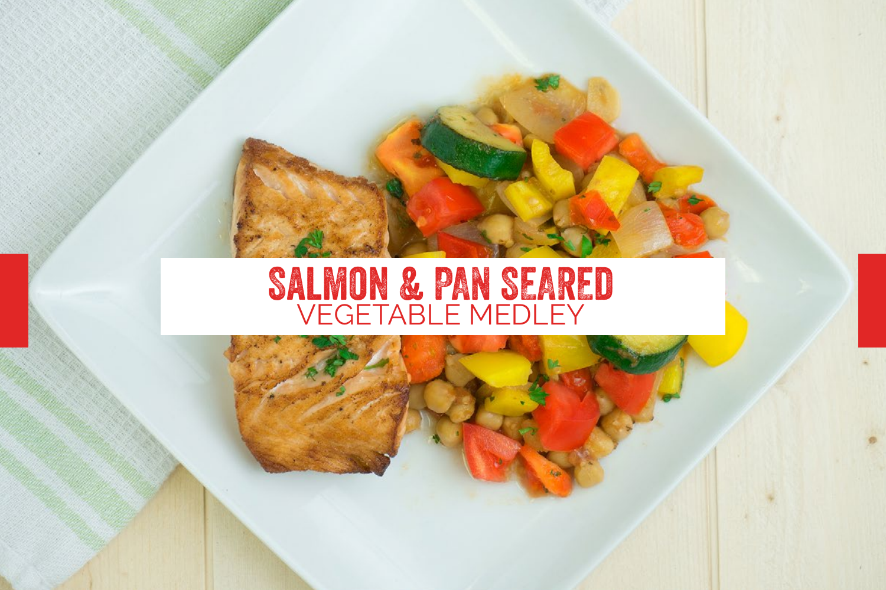# SALMON & PAN SEARED
## VEGETABLE MEDLEY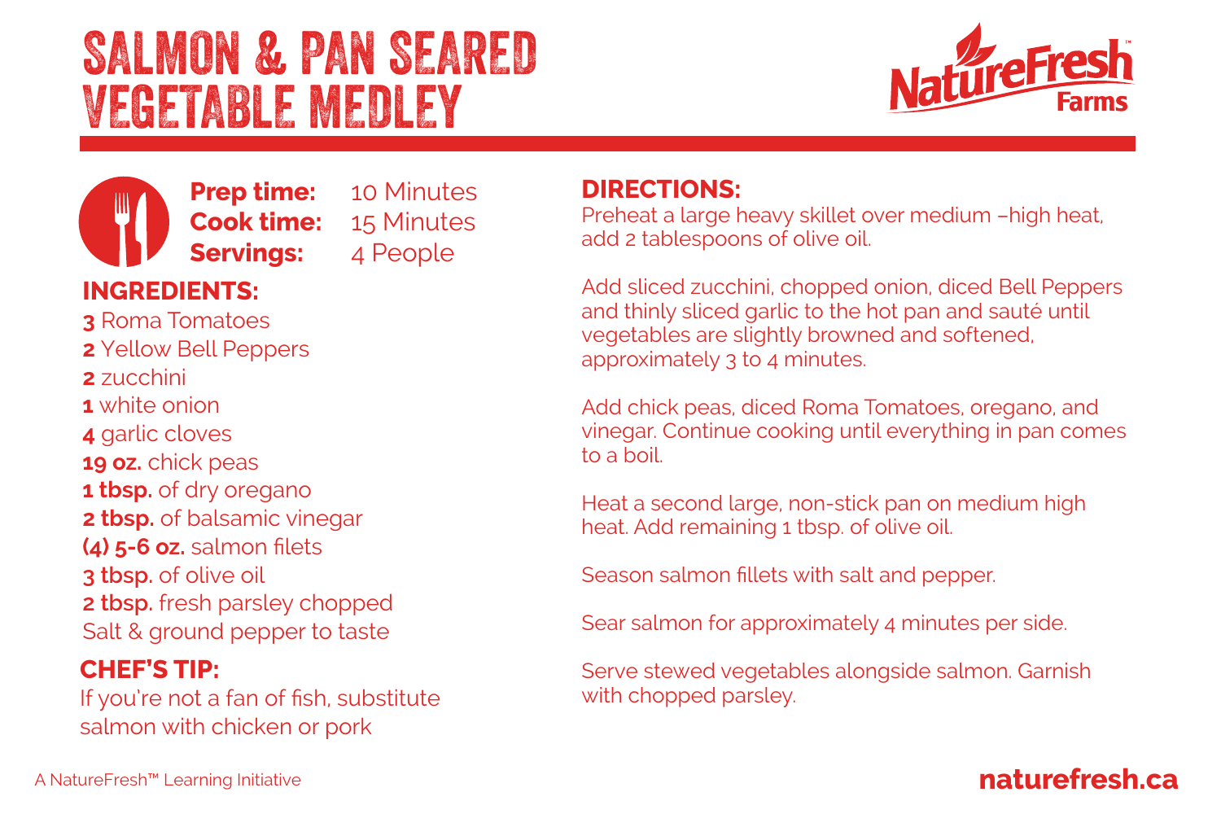# SALMON & PAN SEARED VEGETABLE MEDLEY

NatureFresh Farms

**Prep time:** 10 Minutes
**Cook time:** 15 Minutes
**Servings:** 4 People

## INGREDIENTS:

**3** Roma Tomatoes
**2** Yellow Bell Peppers
**2** zucchini
**1** white onion
**4** garlic cloves
**19 oz.** chick peas
**1 tbsp.** of dry oregano
**2 tbsp.** of balsamic vinegar
**(4) 5-6 oz.** salmon filets
**3 tbsp.** of olive oil
**2 tbsp.** fresh parsley chopped
Salt & ground pepper to taste

## CHEF'S TIP:

If you're not a fan of fish, substitute salmon with chicken or pork

## DIRECTIONS:

Preheat a large heavy skillet over medium –high heat, add 2 tablespoons of olive oil.

Add sliced zucchini, chopped onion, diced Bell Peppers and thinly sliced garlic to the hot pan and sauté until vegetables are slightly browned and softened, approximately 3 to 4 minutes.

Add chick peas, diced Roma Tomatoes, oregano, and vinegar. Continue cooking until everything in pan comes to a boil.

Heat a second large, non-stick pan on medium high heat. Add remaining 1 tbsp. of olive oil.

Season salmon fillets with salt and pepper.

Sear salmon for approximately 4 minutes per side.

Serve stewed vegetables alongside salmon. Garnish with chopped parsley.

A NatureFresh™ Learning Initiative

**naturefresh.ca**